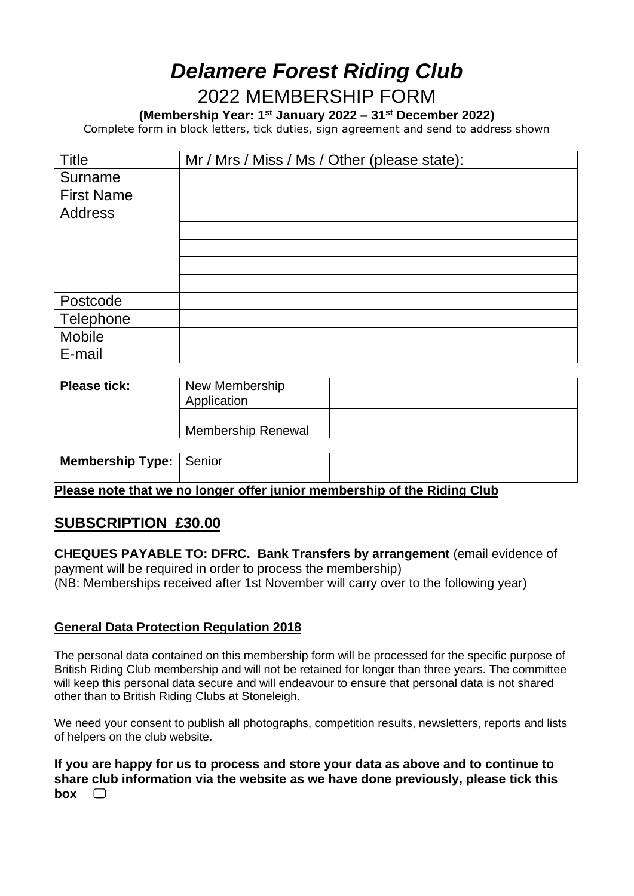# *Delamere Forest Riding Club*

## 2022 MEMBERSHIP FORM

**(Membership Year: 1st January 2022 – 31st December 2022)**

Complete form in block letters, tick duties, sign agreement and send to address shown

| | |
|---|---|
| Title | Mr / Mrs / Miss / Ms / Other (please state): |
| Surname | |
| First Name | |
| Address | |
| | |
| | |
| | |
| | |
| Postcode | |
| Telephone | |
| Mobile | |
| E-mail | |

| | | |
|---|---|---|
| **Please tick:** | New Membership Application | |
| | Membership Renewal | |
| | | |
| **Membership Type:** | Senior | |

**Please note that we no longer offer junior membership of the Riding Club**

## SUBSCRIPTION £30.00

**CHEQUES PAYABLE TO: DFRC. Bank Transfers by arrangement** (email evidence of payment will be required in order to process the membership)
(NB: Memberships received after 1st November will carry over to the following year)

### General Data Protection Regulation 2018

The personal data contained on this membership form will be processed for the specific purpose of British Riding Club membership and will not be retained for longer than three years. The committee will keep this personal data secure and will endeavour to ensure that personal data is not shared other than to British Riding Clubs at Stoneleigh.

We need your consent to publish all photographs, competition results, newsletters, reports and lists of helpers on the club website.

**If you are happy for us to process and store your data as above and to continue to share club information via the website as we have done previously, please tick this box** ▢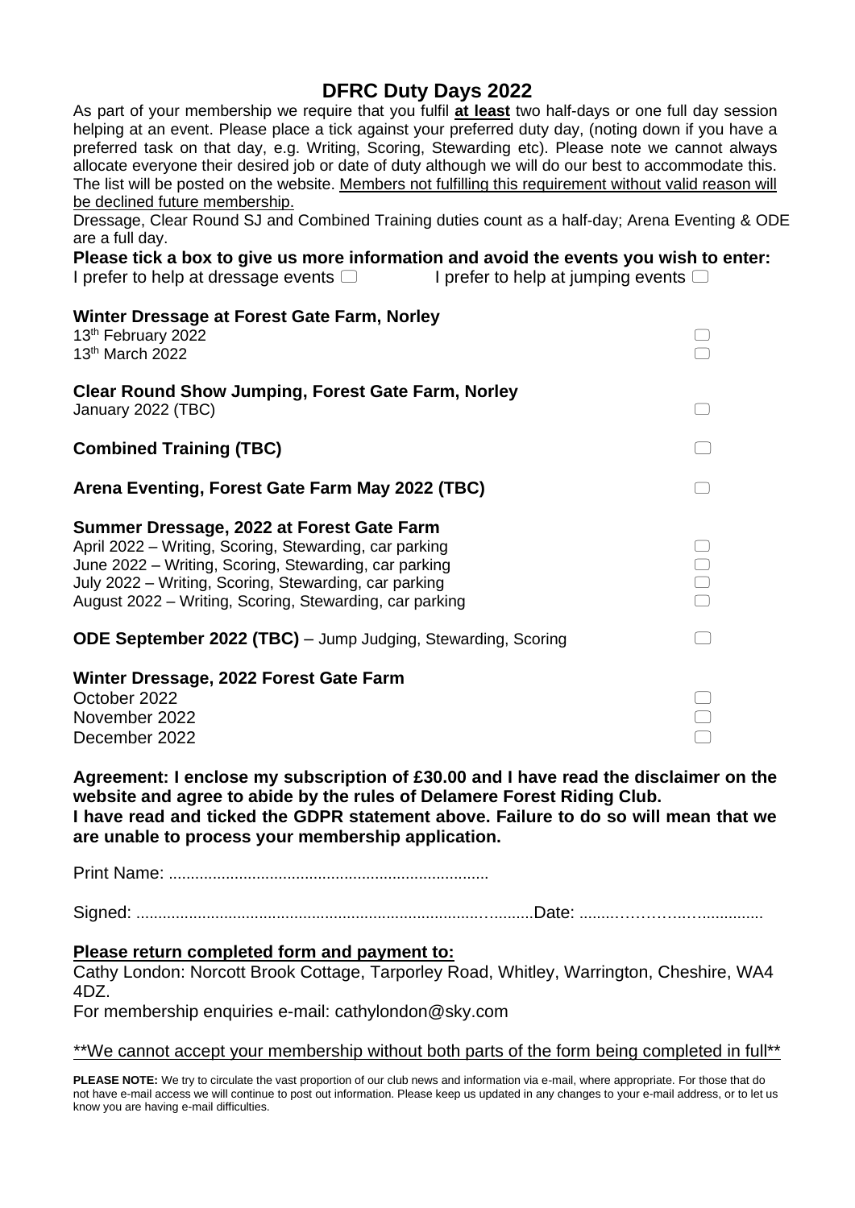# DFRC Duty Days 2022

As part of your membership we require that you fulfil **at least** two half-days or one full day session helping at an event. Please place a tick against your preferred duty day, (noting down if you have a preferred task on that day, e.g. Writing, Scoring, Stewarding etc). Please note we cannot always allocate everyone their desired job or date of duty although we will do our best to accommodate this. The list will be posted on the website. <u>Members not fulfilling this requirement without valid reason will be declined future membership.</u>

Dressage, Clear Round SJ and Combined Training duties count as a half-day; Arena Eventing & ODE are a full day.

**Please tick a box to give us more information and avoid the events you wish to enter:**

I prefer to help at dressage events ☐ I prefer to help at jumping events ☐

**Winter Dressage at Forest Gate Farm, Norley**

13th February 2022 ☐
13th March 2022 ☐

**Clear Round Show Jumping, Forest Gate Farm, Norley**

January 2022 (TBC) ☐

**Combined Training (TBC)** ☐

**Arena Eventing, Forest Gate Farm May 2022 (TBC)** ☐

**Summer Dressage, 2022 at Forest Gate Farm**

April 2022 – Writing, Scoring, Stewarding, car parking ☐
June 2022 – Writing, Scoring, Stewarding, car parking ☐
July 2022 – Writing, Scoring, Stewarding, car parking ☐
August 2022 – Writing, Scoring, Stewarding, car parking ☐

**ODE September 2022 (TBC)** – Jump Judging, Stewarding, Scoring ☐

**Winter Dressage, 2022 Forest Gate Farm**

October 2022 ☐
November 2022 ☐
December 2022 ☐

**Agreement: I enclose my subscription of £30.00 and I have read the disclaimer on the website and agree to abide by the rules of Delamere Forest Riding Club.**
**I have read and ticked the GDPR statement above. Failure to do so will mean that we are unable to process your membership application.**

Print Name: ........................................................................

Signed: .........................................................................................Date: ..................................

**<u>Please return completed form and payment to:</u>**

Cathy London: Norcott Brook Cottage, Tarporley Road, Whitley, Warrington, Cheshire, WA4 4DZ.

For membership enquiries e-mail: cathylondon@sky.com

<u>**We cannot accept your membership without both parts of the form being completed in full**</u>

**PLEASE NOTE:** We try to circulate the vast proportion of our club news and information via e-mail, where appropriate. For those that do not have e-mail access we will continue to post out information. Please keep us updated in any changes to your e-mail address, or to let us know you are having e-mail difficulties.